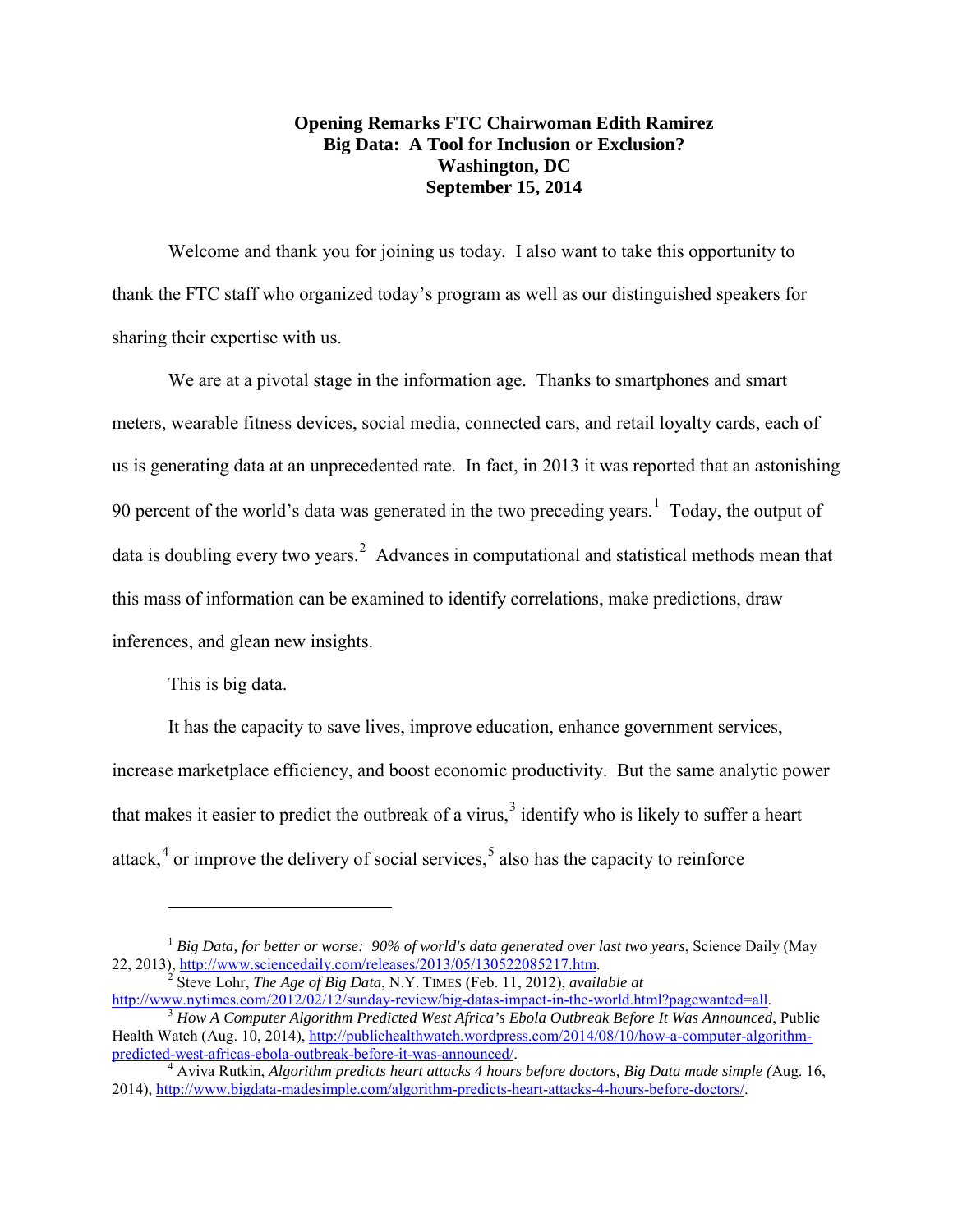**Opening Remarks FTC Chairwoman Edith Ramirez**
**Big Data: A Tool for Inclusion or Exclusion?**
**Washington, DC**
**September 15, 2014**

Welcome and thank you for joining us today. I also want to take this opportunity to thank the FTC staff who organized today's program as well as our distinguished speakers for sharing their expertise with us.

We are at a pivotal stage in the information age. Thanks to smartphones and smart meters, wearable fitness devices, social media, connected cars, and retail loyalty cards, each of us is generating data at an unprecedented rate. In fact, in 2013 it was reported that an astonishing 90 percent of the world's data was generated in the two preceding years.[1] Today, the output of data is doubling every two years.[2] Advances in computational and statistical methods mean that this mass of information can be examined to identify correlations, make predictions, draw inferences, and glean new insights.

This is big data.

It has the capacity to save lives, improve education, enhance government services, increase marketplace efficiency, and boost economic productivity. But the same analytic power that makes it easier to predict the outbreak of a virus,[3] identify who is likely to suffer a heart attack,[4] or improve the delivery of social services,[5] also has the capacity to reinforce

---

[1] *Big Data, for better or worse: 90% of world's data generated over last two years*, Science Daily (May 22, 2013), http://www.sciencedaily.com/releases/2013/05/130522085217.htm.

[2] Steve Lohr, *The Age of Big Data*, N.Y. TIMES (Feb. 11, 2012), *available at* http://www.nytimes.com/2012/02/12/sunday-review/big-datas-impact-in-the-world.html?pagewanted=all.

[3] *How A Computer Algorithm Predicted West Africa's Ebola Outbreak Before It Was Announced*, Public Health Watch (Aug. 10, 2014), http://publichealthwatch.wordpress.com/2014/08/10/how-a-computer-algorithm-predicted-west-africas-ebola-outbreak-before-it-was-announced/.

[4] Aviva Rutkin, *Algorithm predicts heart attacks 4 hours before doctors, Big Data made simple (*Aug. 16, 2014), http://www.bigdata-madesimple.com/algorithm-predicts-heart-attacks-4-hours-before-doctors/.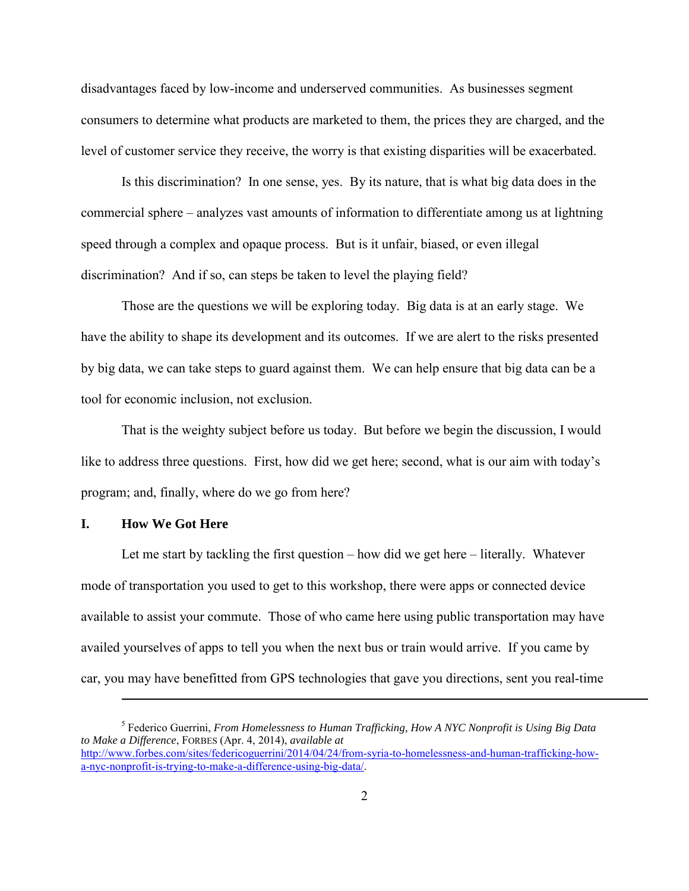disadvantages faced by low-income and underserved communities. As businesses segment consumers to determine what products are marketed to them, the prices they are charged, and the level of customer service they receive, the worry is that existing disparities will be exacerbated.

Is this discrimination? In one sense, yes. By its nature, that is what big data does in the commercial sphere – analyzes vast amounts of information to differentiate among us at lightning speed through a complex and opaque process. But is it unfair, biased, or even illegal discrimination? And if so, can steps be taken to level the playing field?

Those are the questions we will be exploring today. Big data is at an early stage. We have the ability to shape its development and its outcomes. If we are alert to the risks presented by big data, we can take steps to guard against them. We can help ensure that big data can be a tool for economic inclusion, not exclusion.

That is the weighty subject before us today. But before we begin the discussion, I would like to address three questions. First, how did we get here; second, what is our aim with today's program; and, finally, where do we go from here?

## I. How We Got Here

Let me start by tackling the first question – how did we get here – literally. Whatever mode of transportation you used to get to this workshop, there were apps or connected device available to assist your commute. Those of who came here using public transportation may have availed yourselves of apps to tell you when the next bus or train would arrive. If you came by car, you may have benefitted from GPS technologies that gave you directions, sent you real-time

---

[5] Federico Guerrini, *From Homelessness to Human Trafficking, How A NYC Nonprofit is Using Big Data to Make a Difference*, FORBES (Apr. 4, 2014), *available at* http://www.forbes.com/sites/federicoguerrini/2014/04/24/from-syria-to-homelessness-and-human-trafficking-how-a-nyc-nonprofit-is-trying-to-make-a-difference-using-big-data/.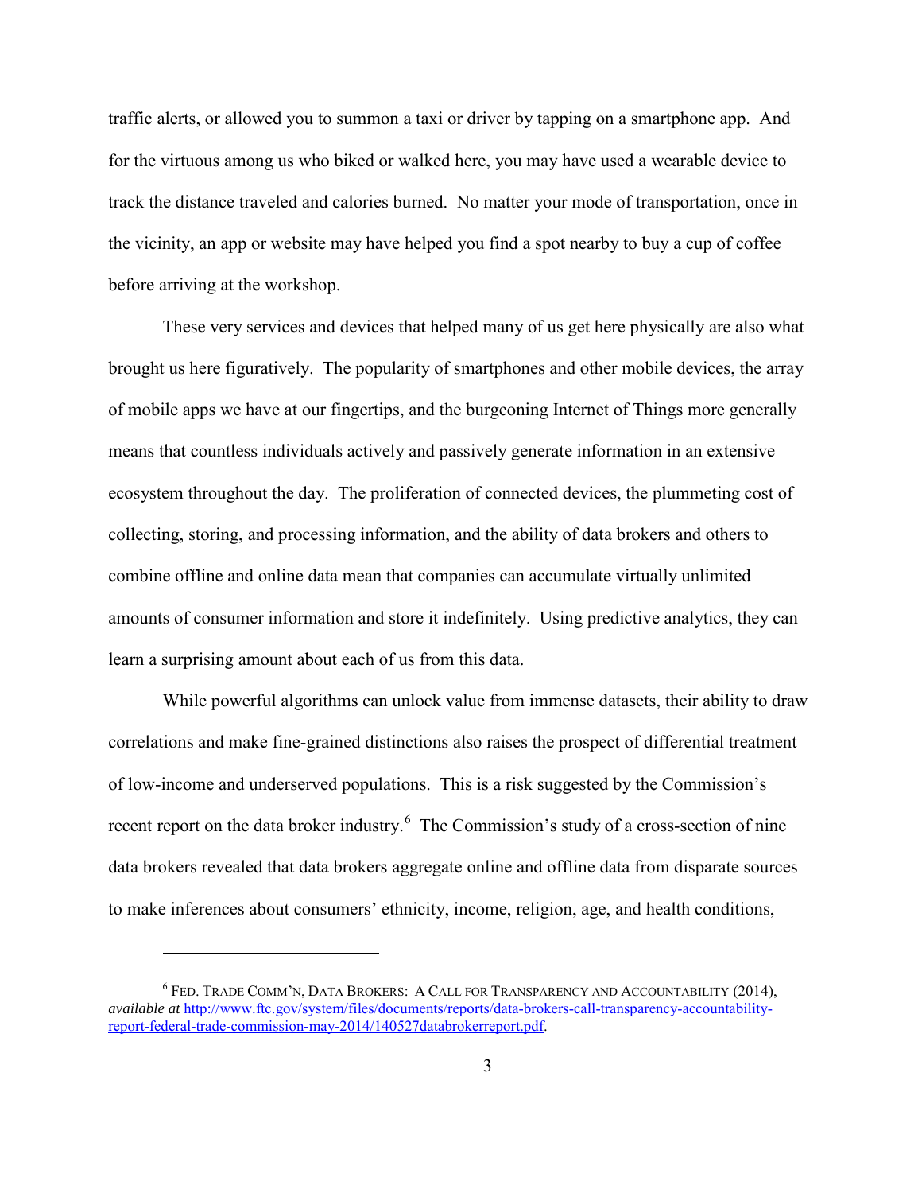traffic alerts, or allowed you to summon a taxi or driver by tapping on a smartphone app. And for the virtuous among us who biked or walked here, you may have used a wearable device to track the distance traveled and calories burned. No matter your mode of transportation, once in the vicinity, an app or website may have helped you find a spot nearby to buy a cup of coffee before arriving at the workshop.

These very services and devices that helped many of us get here physically are also what brought us here figuratively. The popularity of smartphones and other mobile devices, the array of mobile apps we have at our fingertips, and the burgeoning Internet of Things more generally means that countless individuals actively and passively generate information in an extensive ecosystem throughout the day. The proliferation of connected devices, the plummeting cost of collecting, storing, and processing information, and the ability of data brokers and others to combine offline and online data mean that companies can accumulate virtually unlimited amounts of consumer information and store it indefinitely. Using predictive analytics, they can learn a surprising amount about each of us from this data.

While powerful algorithms can unlock value from immense datasets, their ability to draw correlations and make fine-grained distinctions also raises the prospect of differential treatment of low-income and underserved populations. This is a risk suggested by the Commission's recent report on the data broker industry.[6] The Commission's study of a cross-section of nine data brokers revealed that data brokers aggregate online and offline data from disparate sources to make inferences about consumers' ethnicity, income, religion, age, and health conditions,

---

[6] FED. TRADE COMM'N, DATA BROKERS: A CALL FOR TRANSPARENCY AND ACCOUNTABILITY (2014), *available at* http://www.ftc.gov/system/files/documents/reports/data-brokers-call-transparency-accountability-report-federal-trade-commission-may-2014/140527databrokerreport.pdf.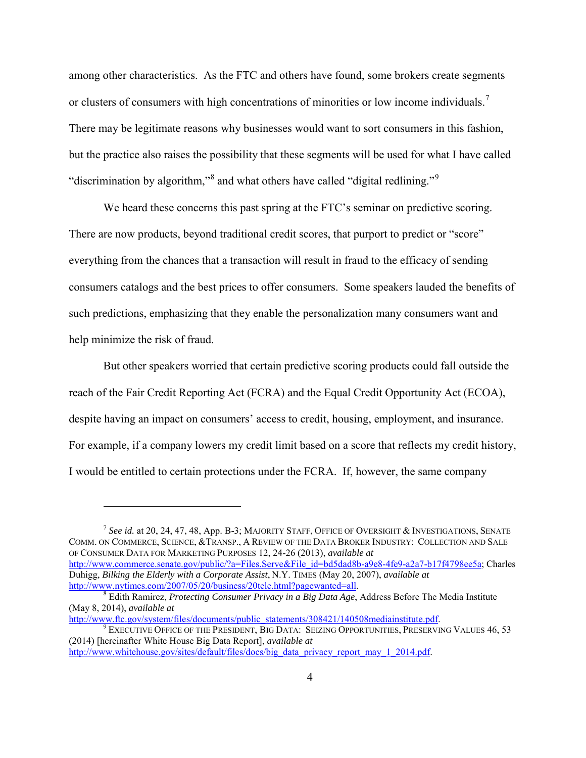among other characteristics. As the FTC and others have found, some brokers create segments or clusters of consumers with high concentrations of minorities or low income individuals.[7] There may be legitimate reasons why businesses would want to sort consumers in this fashion, but the practice also raises the possibility that these segments will be used for what I have called "discrimination by algorithm,"[8] and what others have called "digital redlining."[9]

We heard these concerns this past spring at the FTC's seminar on predictive scoring. There are now products, beyond traditional credit scores, that purport to predict or "score" everything from the chances that a transaction will result in fraud to the efficacy of sending consumers catalogs and the best prices to offer consumers. Some speakers lauded the benefits of such predictions, emphasizing that they enable the personalization many consumers want and help minimize the risk of fraud.

But other speakers worried that certain predictive scoring products could fall outside the reach of the Fair Credit Reporting Act (FCRA) and the Equal Credit Opportunity Act (ECOA), despite having an impact on consumers' access to credit, housing, employment, and insurance. For example, if a company lowers my credit limit based on a score that reflects my credit history, I would be entitled to certain protections under the FCRA. If, however, the same company

---

[7] *See id.* at 20, 24, 47, 48, App. B-3; MAJORITY STAFF, OFFICE OF OVERSIGHT & INVESTIGATIONS, SENATE COMM. ON COMMERCE, SCIENCE, &TRANSP., A REVIEW OF THE DATA BROKER INDUSTRY: COLLECTION AND SALE OF CONSUMER DATA FOR MARKETING PURPOSES 12, 24-26 (2013), *available at* http://www.commerce.senate.gov/public/?a=Files.Serve&File_id=bd5dad8b-a9e8-4fe9-a2a7-b17f4798ee5a; Charles Duhigg, *Bilking the Elderly with a Corporate Assist*, N.Y. TIMES (May 20, 2007), *available at* http://www.nytimes.com/2007/05/20/business/20tele.html?pagewanted=all.

[8] Edith Ramirez, *Protecting Consumer Privacy in a Big Data Age*, Address Before The Media Institute (May 8, 2014), *available at* http://www.ftc.gov/system/files/documents/public_statements/308421/140508mediainstitute.pdf.

[9] EXECUTIVE OFFICE OF THE PRESIDENT, BIG DATA: SEIZING OPPORTUNITIES, PRESERVING VALUES 46, 53 (2014) [hereinafter White House Big Data Report], *available at* http://www.whitehouse.gov/sites/default/files/docs/big_data_privacy_report_may_1_2014.pdf.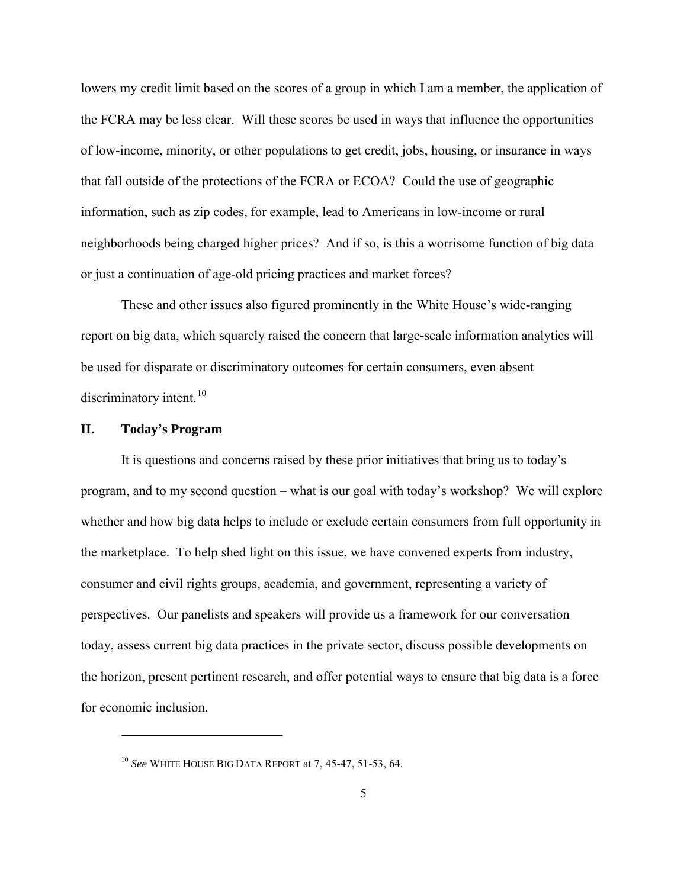lowers my credit limit based on the scores of a group in which I am a member, the application of the FCRA may be less clear. Will these scores be used in ways that influence the opportunities of low-income, minority, or other populations to get credit, jobs, housing, or insurance in ways that fall outside of the protections of the FCRA or ECOA? Could the use of geographic information, such as zip codes, for example, lead to Americans in low-income or rural neighborhoods being charged higher prices? And if so, is this a worrisome function of big data or just a continuation of age-old pricing practices and market forces?

These and other issues also figured prominently in the White House's wide-ranging report on big data, which squarely raised the concern that large-scale information analytics will be used for disparate or discriminatory outcomes for certain consumers, even absent discriminatory intent.[10]

## II. Today's Program

It is questions and concerns raised by these prior initiatives that bring us to today's program, and to my second question – what is our goal with today's workshop? We will explore whether and how big data helps to include or exclude certain consumers from full opportunity in the marketplace. To help shed light on this issue, we have convened experts from industry, consumer and civil rights groups, academia, and government, representing a variety of perspectives. Our panelists and speakers will provide us a framework for our conversation today, assess current big data practices in the private sector, discuss possible developments on the horizon, present pertinent research, and offer potential ways to ensure that big data is a force for economic inclusion.

---

[10] *See* WHITE HOUSE BIG DATA REPORT at 7, 45-47, 51-53, 64.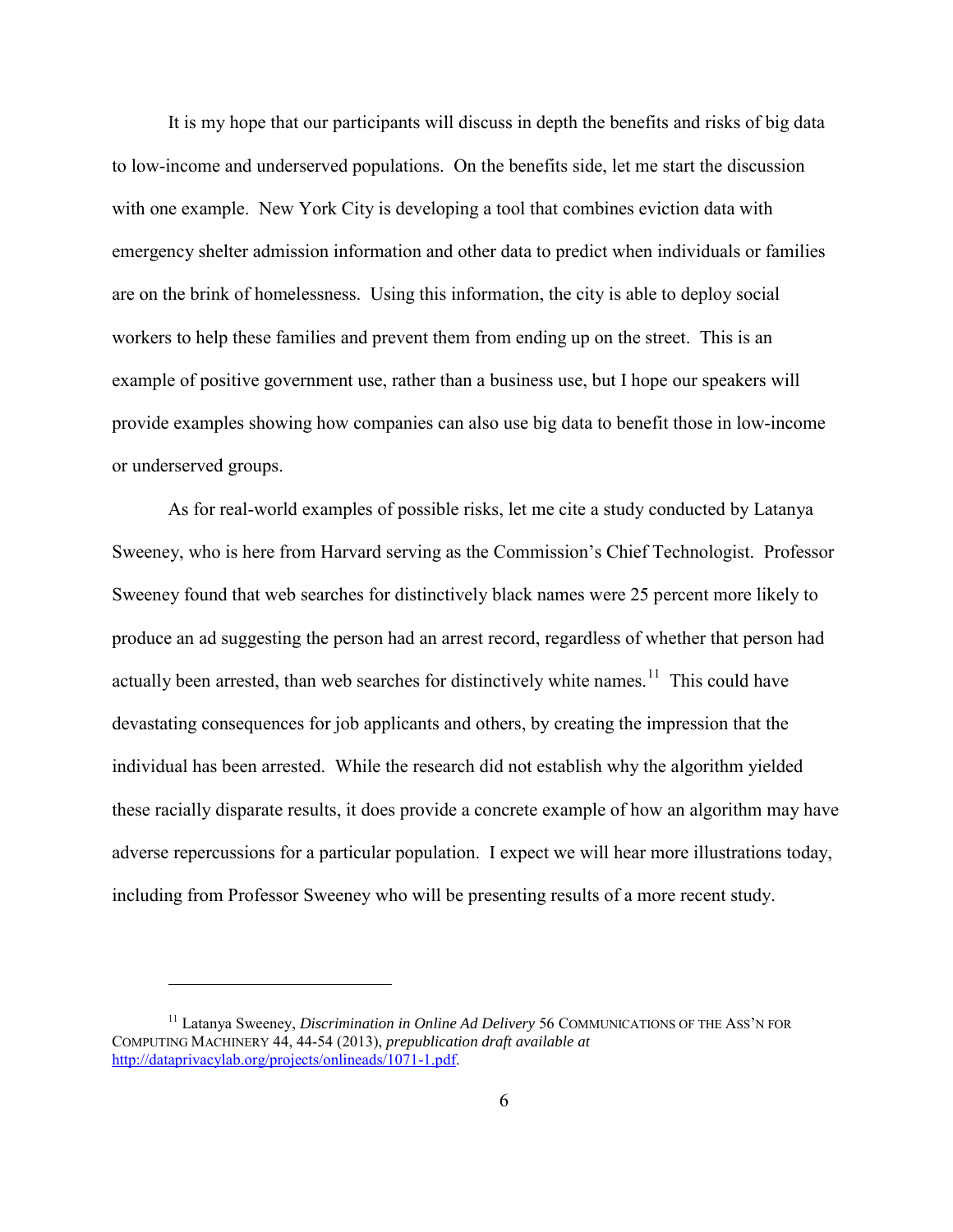It is my hope that our participants will discuss in depth the benefits and risks of big data to low-income and underserved populations. On the benefits side, let me start the discussion with one example. New York City is developing a tool that combines eviction data with emergency shelter admission information and other data to predict when individuals or families are on the brink of homelessness. Using this information, the city is able to deploy social workers to help these families and prevent them from ending up on the street. This is an example of positive government use, rather than a business use, but I hope our speakers will provide examples showing how companies can also use big data to benefit those in low-income or underserved groups.

As for real-world examples of possible risks, let me cite a study conducted by Latanya Sweeney, who is here from Harvard serving as the Commission's Chief Technologist. Professor Sweeney found that web searches for distinctively black names were 25 percent more likely to produce an ad suggesting the person had an arrest record, regardless of whether that person had actually been arrested, than web searches for distinctively white names.[11] This could have devastating consequences for job applicants and others, by creating the impression that the individual has been arrested. While the research did not establish why the algorithm yielded these racially disparate results, it does provide a concrete example of how an algorithm may have adverse repercussions for a particular population. I expect we will hear more illustrations today, including from Professor Sweeney who will be presenting results of a more recent study.

---

[11] Latanya Sweeney, *Discrimination in Online Ad Delivery* 56 COMMUNICATIONS OF THE ASS'N FOR COMPUTING MACHINERY 44, 44-54 (2013), *prepublication draft available at* http://dataprivacylab.org/projects/onlineads/1071-1.pdf.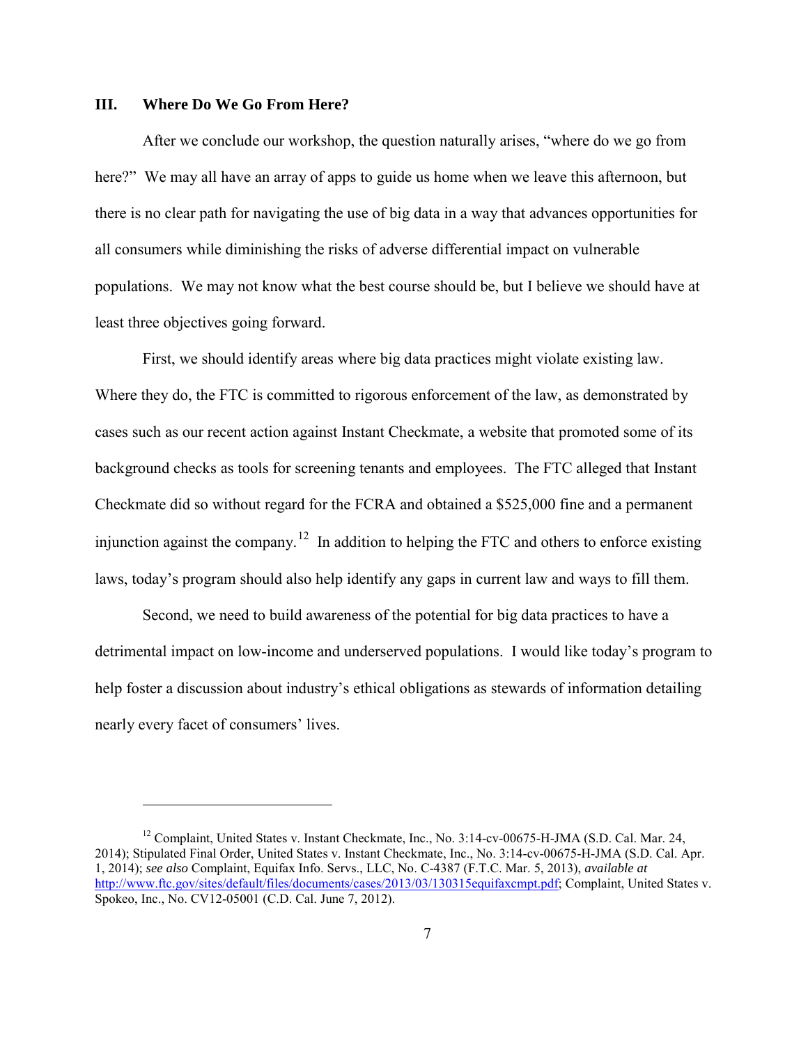## III. Where Do We Go From Here?

After we conclude our workshop, the question naturally arises, "where do we go from here?" We may all have an array of apps to guide us home when we leave this afternoon, but there is no clear path for navigating the use of big data in a way that advances opportunities for all consumers while diminishing the risks of adverse differential impact on vulnerable populations. We may not know what the best course should be, but I believe we should have at least three objectives going forward.

First, we should identify areas where big data practices might violate existing law. Where they do, the FTC is committed to rigorous enforcement of the law, as demonstrated by cases such as our recent action against Instant Checkmate, a website that promoted some of its background checks as tools for screening tenants and employees. The FTC alleged that Instant Checkmate did so without regard for the FCRA and obtained a $525,000 fine and a permanent injunction against the company.[12] In addition to helping the FTC and others to enforce existing laws, today's program should also help identify any gaps in current law and ways to fill them.

Second, we need to build awareness of the potential for big data practices to have a detrimental impact on low-income and underserved populations. I would like today's program to help foster a discussion about industry's ethical obligations as stewards of information detailing nearly every facet of consumers' lives.

---

[12] Complaint, United States v. Instant Checkmate, Inc., No. 3:14-cv-00675-H-JMA (S.D. Cal. Mar. 24, 2014); Stipulated Final Order, United States v. Instant Checkmate, Inc., No. 3:14-cv-00675-H-JMA (S.D. Cal. Apr. 1, 2014); *see also* Complaint, Equifax Info. Servs., LLC, No. C-4387 (F.T.C. Mar. 5, 2013), *available at* http://www.ftc.gov/sites/default/files/documents/cases/2013/03/130315equifaxcmpt.pdf; Complaint, United States v. Spokeo, Inc., No. CV12-05001 (C.D. Cal. June 7, 2012).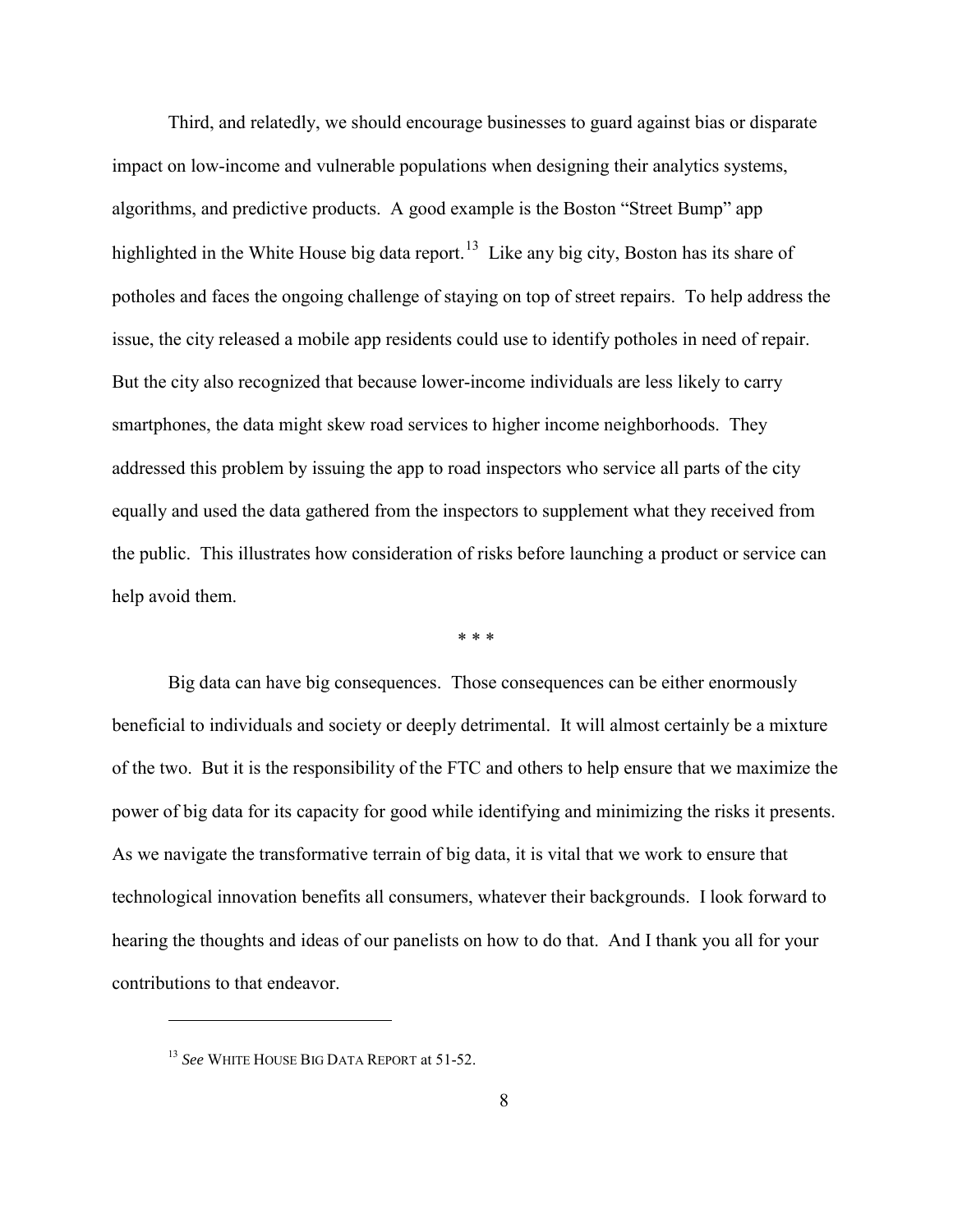Third, and relatedly, we should encourage businesses to guard against bias or disparate impact on low-income and vulnerable populations when designing their analytics systems, algorithms, and predictive products. A good example is the Boston "Street Bump" app highlighted in the White House big data report.[13] Like any big city, Boston has its share of potholes and faces the ongoing challenge of staying on top of street repairs. To help address the issue, the city released a mobile app residents could use to identify potholes in need of repair. But the city also recognized that because lower-income individuals are less likely to carry smartphones, the data might skew road services to higher income neighborhoods. They addressed this problem by issuing the app to road inspectors who service all parts of the city equally and used the data gathered from the inspectors to supplement what they received from the public. This illustrates how consideration of risks before launching a product or service can help avoid them.

\* \* \*

Big data can have big consequences. Those consequences can be either enormously beneficial to individuals and society or deeply detrimental. It will almost certainly be a mixture of the two. But it is the responsibility of the FTC and others to help ensure that we maximize the power of big data for its capacity for good while identifying and minimizing the risks it presents. As we navigate the transformative terrain of big data, it is vital that we work to ensure that technological innovation benefits all consumers, whatever their backgrounds. I look forward to hearing the thoughts and ideas of our panelists on how to do that. And I thank you all for your contributions to that endeavor.

---

[13] *See* WHITE HOUSE BIG DATA REPORT at 51-52.